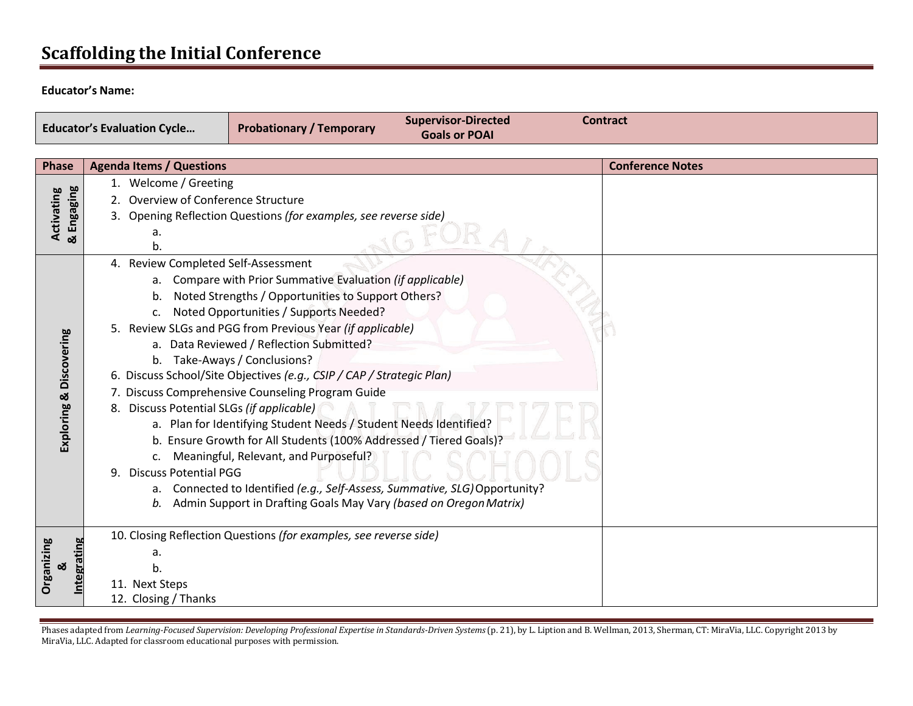# Scaffolding the Initial Conference

**Educator's Name:**

| Educator's Evaluation Cycle… | Probationary / Temporary | Supervisor-Directed Goals or POAI | Contract |
|---|---|---|---|

| Phase | Agenda Items / Questions | Conference Notes |
|---|---|---|
| Activating & Engaging | 1. Welcome / Greeting<br>2. Overview of Conference Structure<br>3. Opening Reflection Questions *(for examples, see reverse side)*<br>a.<br>b. | |
| Exploring & Discovering | 4. Review Completed Self-Assessment<br>a. Compare with Prior Summative Evaluation *(if applicable)*<br>b. Noted Strengths / Opportunities to Support Others?<br>c. Noted Opportunities / Supports Needed?<br>5. Review SLGs and PGG from Previous Year *(if applicable)*<br>a. Data Reviewed / Reflection Submitted?<br>b. Take-Aways / Conclusions?<br>6. Discuss School/Site Objectives *(e.g., CSIP / CAP / Strategic Plan)*<br>7. Discuss Comprehensive Counseling Program Guide<br>8. Discuss Potential SLGs *(if applicable)*<br>a. Plan for Identifying Student Needs / Student Needs Identified?<br>b. Ensure Growth for All Students (100% Addressed / Tiered Goals)?<br>c. Meaningful, Relevant, and Purposeful?<br>9. Discuss Potential PGG<br>a. Connected to Identified *(e.g., Self-Assess, Summative, SLG)* Opportunity?<br>*b.* Admin Support in Drafting Goals May Vary *(based on Oregon Matrix)* | |
| Organizing & Integrating | 10. Closing Reflection Questions *(for examples, see reverse side)*<br>a.<br>b.<br>11. Next Steps<br>12. Closing / Thanks | |

Phases adapted from *Learning-Focused Supervision: Developing Professional Expertise in Standards-Driven Systems* (p. 21), by L. Liption and B. Wellman, 2013, Sherman, CT: MiraVia, LLC. Copyright 2013 by MiraVia, LLC. Adapted for classroom educational purposes with permission.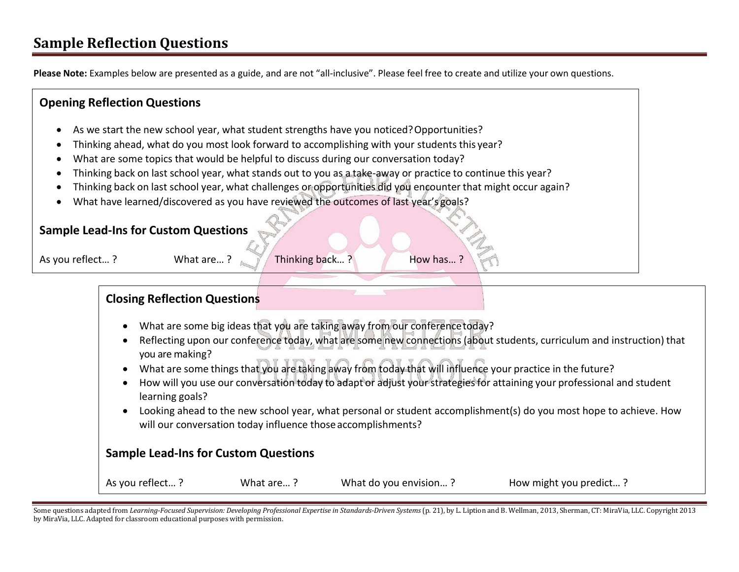# Sample Reflection Questions

**Please Note:** Examples below are presented as a guide, and are not "all-inclusive". Please feel free to create and utilize your own questions.

## Opening Reflection Questions

- As we start the new school year, what student strengths have you noticed? Opportunities?
- Thinking ahead, what do you most look forward to accomplishing with your students this year?
- What are some topics that would be helpful to discuss during our conversation today?
- Thinking back on last school year, what stands out to you as a take-away or practice to continue this year?
- Thinking back on last school year, what challenges or opportunities did you encounter that might occur again?
- What have learned/discovered as you have reviewed the outcomes of last year's goals?

### Sample Lead-Ins for Custom Questions

As you reflect… ? What are… ? Thinking back… ? How has… ?

## Closing Reflection Questions

- What are some big ideas that you are taking away from our conference today?
- Reflecting upon our conference today, what are some new connections (about students, curriculum and instruction) that you are making?
- What are some things that you are taking away from today that will influence your practice in the future?
- How will you use our conversation today to adapt or adjust your strategies for attaining your professional and student learning goals?
- Looking ahead to the new school year, what personal or student accomplishment(s) do you most hope to achieve. How will our conversation today influence those accomplishments?

### Sample Lead-Ins for Custom Questions

As you reflect… ? What are… ? What do you envision… ? How might you predict… ?

Some questions adapted from *Learning-Focused Supervision: Developing Professional Expertise in Standards-Driven Systems* (p. 21), by L. Lipton and B. Wellman, 2013, Sherman, CT: MiraVia, LLC. Copyright 2013 by MiraVia, LLC. Adapted for classroom educational purposes with permission.